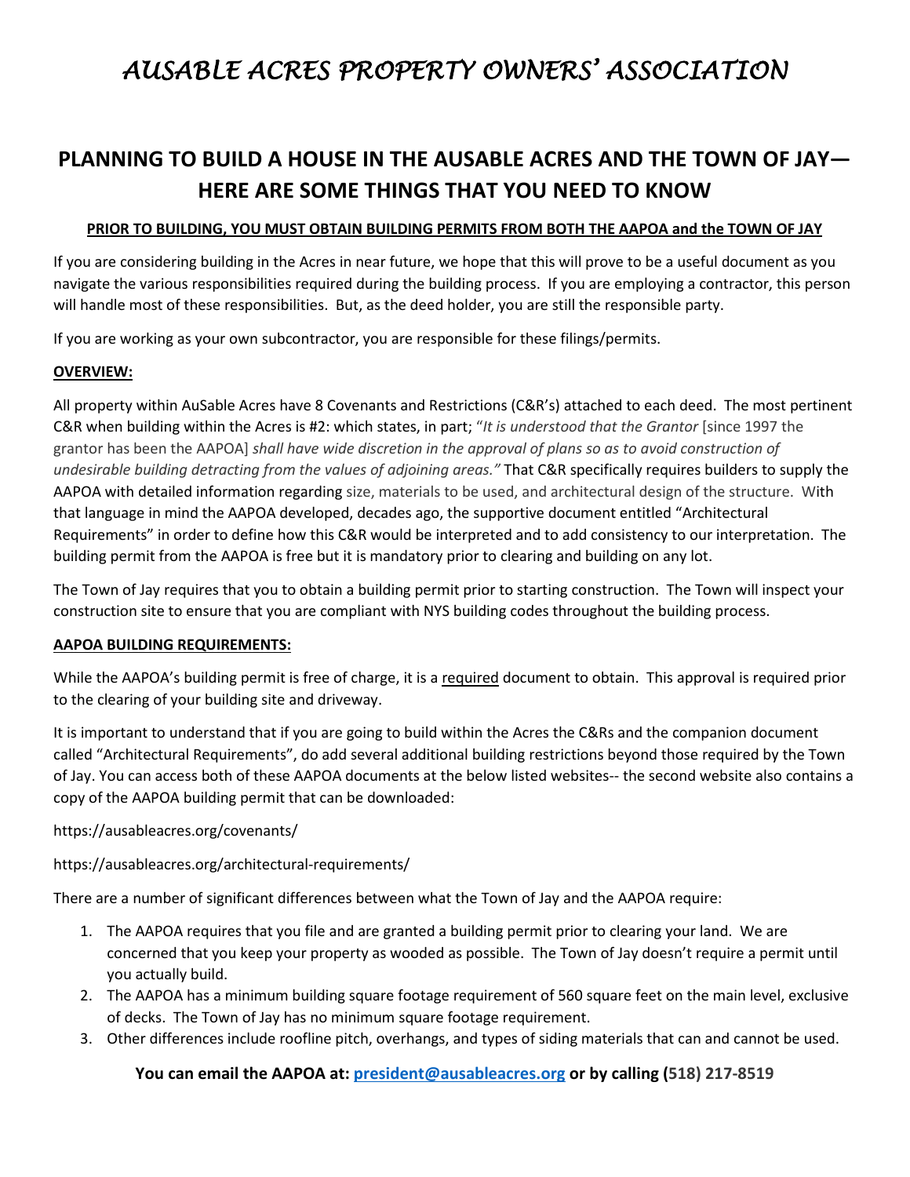# AUSABLE ACRES PROPERTY OWNERS' ASSOCIATION

## PLANNING TO BUILD A HOUSE IN THE AUSABLE ACRES AND THE TOWN OF JAY—HERE ARE SOME THINGS THAT YOU NEED TO KNOW

**PRIOR TO BUILDING, YOU MUST OBTAIN BUILDING PERMITS FROM BOTH THE AAPOA and the TOWN OF JAY**

If you are considering building in the Acres in near future, we hope that this will prove to be a useful document as you navigate the various responsibilities required during the building process. If you are employing a contractor, this person will handle most of these responsibilities. But, as the deed holder, you are still the responsible party.

If you are working as your own subcontractor, you are responsible for these filings/permits.

**OVERVIEW:**

All property within AuSable Acres have 8 Covenants and Restrictions (C&R's) attached to each deed. The most pertinent C&R when building within the Acres is #2: which states, in part; "*It is understood that the Grantor* [since 1997 the grantor has been the AAPOA] *shall have wide discretion in the approval of plans so as to avoid construction of undesirable building detracting from the values of adjoining areas."* That C&R specifically requires builders to supply the AAPOA with detailed information regarding size, materials to be used, and architectural design of the structure. With that language in mind the AAPOA developed, decades ago, the supportive document entitled "Architectural Requirements" in order to define how this C&R would be interpreted and to add consistency to our interpretation. The building permit from the AAPOA is free but it is mandatory prior to clearing and building on any lot.

The Town of Jay requires that you to obtain a building permit prior to starting construction. The Town will inspect your construction site to ensure that you are compliant with NYS building codes throughout the building process.

**AAPOA BUILDING REQUIREMENTS:**

While the AAPOA's building permit is free of charge, it is a required document to obtain. This approval is required prior to the clearing of your building site and driveway.

It is important to understand that if you are going to build within the Acres the C&Rs and the companion document called "Architectural Requirements", do add several additional building restrictions beyond those required by the Town of Jay. You can access both of these AAPOA documents at the below listed websites-- the second website also contains a copy of the AAPOA building permit that can be downloaded:

https://ausableacres.org/covenants/

https://ausableacres.org/architectural-requirements/

There are a number of significant differences between what the Town of Jay and the AAPOA require:

1. The AAPOA requires that you file and are granted a building permit prior to clearing your land. We are concerned that you keep your property as wooded as possible. The Town of Jay doesn't require a permit until you actually build.
2. The AAPOA has a minimum building square footage requirement of 560 square feet on the main level, exclusive of decks. The Town of Jay has no minimum square footage requirement.
3. Other differences include roofline pitch, overhangs, and types of siding materials that can and cannot be used.

**You can email the AAPOA at: president@ausableacres.org or by calling (518) 217-8519**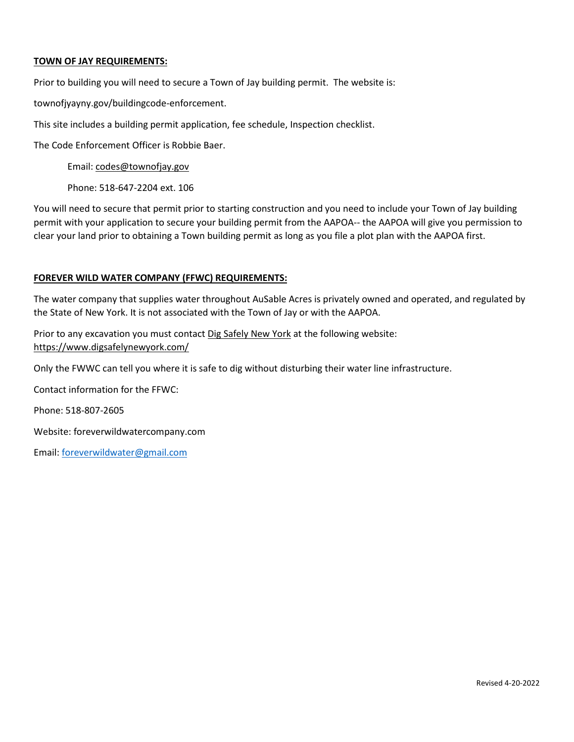**TOWN OF JAY REQUIREMENTS:**

Prior to building you will need to secure a Town of Jay building permit. The website is:

townofjyayny.gov/buildingcode-enforcement.

This site includes a building permit application, fee schedule, Inspection checklist.

The Code Enforcement Officer is Robbie Baer.

Email: codes@townofjay.gov

Phone: 518-647-2204 ext. 106

You will need to secure that permit prior to starting construction and you need to include your Town of Jay building permit with your application to secure your building permit from the AAPOA-- the AAPOA will give you permission to clear your land prior to obtaining a Town building permit as long as you file a plot plan with the AAPOA first.

**FOREVER WILD WATER COMPANY (FFWC) REQUIREMENTS:**

The water company that supplies water throughout AuSable Acres is privately owned and operated, and regulated by the State of New York. It is not associated with the Town of Jay or with the AAPOA.

Prior to any excavation you must contact Dig Safely New York at the following website: https://www.digsafelynewyork.com/

Only the FWWC can tell you where it is safe to dig without disturbing their water line infrastructure.

Contact information for the FFWC:

Phone: 518-807-2605

Website: foreverwildwatercompany.com

Email: foreverwildwater@gmail.com

Revised 4-20-2022